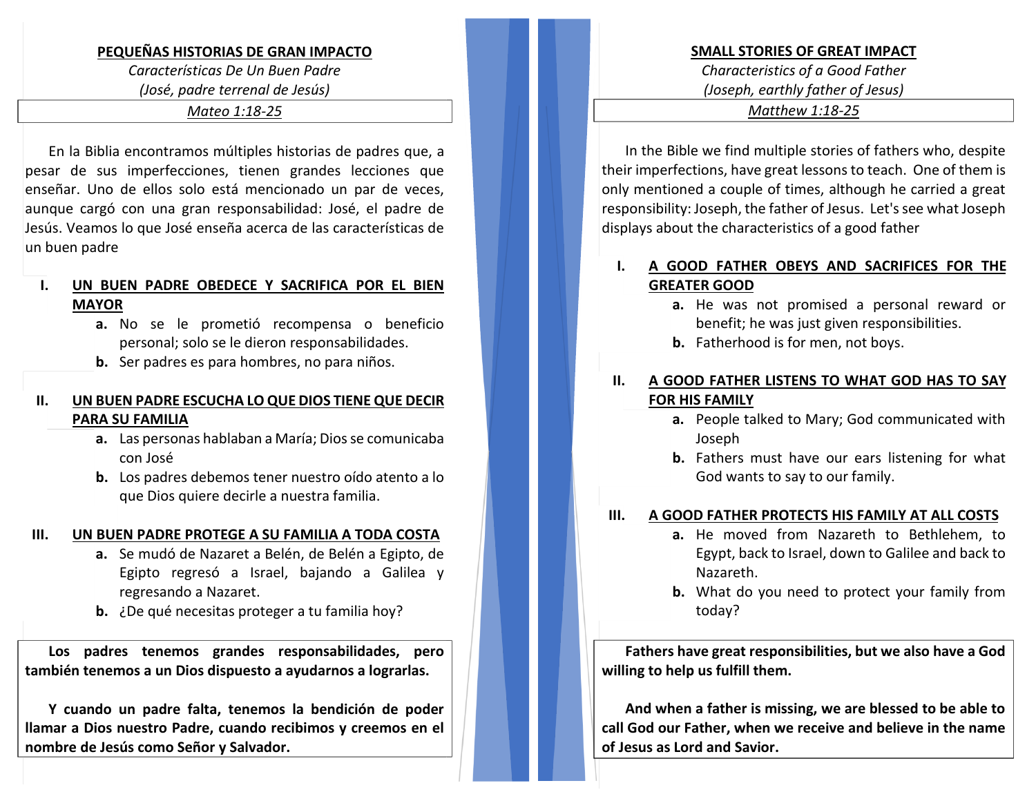## PEQUEÑAS HISTORIAS DE GRAN IMPACTO

*Características De Un Buen Padre*

*(José, padre terrenal de Jesús)*

*Mateo 1:18-25*

En la Biblia encontramos múltiples historias de padres que, a pesar de sus imperfecciones, tienen grandes lecciones que enseñar. Uno de ellos solo está mencionado un par de veces, aunque cargó con una gran responsabilidad: José, el padre de Jesús. Veamos lo que José enseña acerca de las características de un buen padre

**I. UN BUEN PADRE OBEDECE Y SACRIFICA POR EL BIEN MAYOR**

- **a.** No se le prometió recompensa o beneficio personal; solo se le dieron responsabilidades.
- **b.** Ser padres es para hombres, no para niños.

**II. UN BUEN PADRE ESCUCHA LO QUE DIOS TIENE QUE DECIR PARA SU FAMILIA**

- **a.** Las personas hablaban a María; Dios se comunicaba con José
- **b.** Los padres debemos tener nuestro oído atento a lo que Dios quiere decirle a nuestra familia.

**III. UN BUEN PADRE PROTEGE A SU FAMILIA A TODA COSTA**

- **a.** Se mudó de Nazaret a Belén, de Belén a Egipto, de Egipto regresó a Israel, bajando a Galilea y regresando a Nazaret.
- **b.** ¿De qué necesitas proteger a tu familia hoy?

**Los padres tenemos grandes responsabilidades, pero también tenemos a un Dios dispuesto a ayudarnos a lograrlas.**

**Y cuando un padre falta, tenemos la bendición de poder llamar a Dios nuestro Padre, cuando recibimos y creemos en el nombre de Jesús como Señor y Salvador.**

## SMALL STORIES OF GREAT IMPACT

*Characteristics of a Good Father*

*(Joseph, earthly father of Jesus)*

*Matthew 1:18-25*

In the Bible we find multiple stories of fathers who, despite their imperfections, have great lessons to teach. One of them is only mentioned a couple of times, although he carried a great responsibility: Joseph, the father of Jesus. Let's see what Joseph displays about the characteristics of a good father

**I. A GOOD FATHER OBEYS AND SACRIFICES FOR THE GREATER GOOD**

- **a.** He was not promised a personal reward or benefit; he was just given responsibilities.
- **b.** Fatherhood is for men, not boys.

**II. A GOOD FATHER LISTENS TO WHAT GOD HAS TO SAY FOR HIS FAMILY**

- **a.** People talked to Mary; God communicated with Joseph
- **b.** Fathers must have our ears listening for what God wants to say to our family.

**III. A GOOD FATHER PROTECTS HIS FAMILY AT ALL COSTS**

- **a.** He moved from Nazareth to Bethlehem, to Egypt, back to Israel, down to Galilee and back to Nazareth.
- **b.** What do you need to protect your family from today?

**Fathers have great responsibilities, but we also have a God willing to help us fulfill them.**

**And when a father is missing, we are blessed to be able to call God our Father, when we receive and believe in the name of Jesus as Lord and Savior.**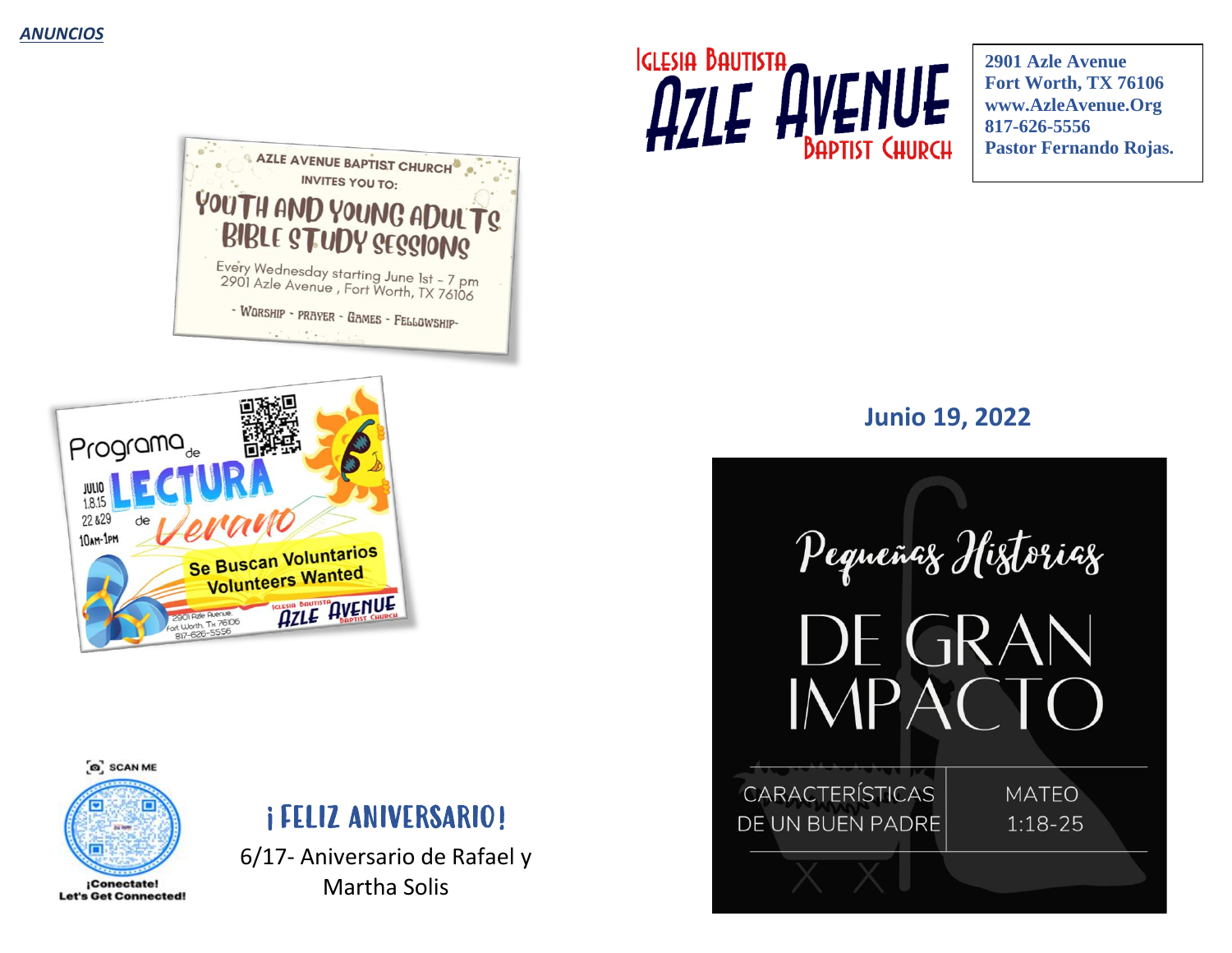***ANUNCIOS***

AZLE AVENUE BAPTIST CHURCH INVITES YOU TO:

YOUTH AND YOUNG ADULTS BIBLE STUDY SESSIONS

Every Wednesday starting June 1st – 7 pm
2901 Azle Avenue , Fort Worth, TX 76106

- WORSHIP - PRAYER - GAMES - FELLOWSHIP-

Programa de LECTURA de Verano

JULIO 1,8,15 22 &29 10AM-1PM

Se Buscan Voluntarios
Volunteers Wanted

2901 Azle Avenue, Fort Worth, Tx 76106 817-626-5556

IGLESIA BAUTISTA AZLE AVENUE BAPTIST CHURCH

SCAN ME

¡Conectate!
Let's Get Connected!

## ¡FELIZ ANIVERSARIO!

6/17- Aniversario de Rafael y Martha Solis

# IGLESIA BAUTISTA AZLE AVENUE BAPTIST CHURCH

**2901 Azle Avenue**
**Fort Worth, TX 76106**
**www.AzleAvenue.Org**
**817-626-5556**
**Pastor Fernando Rojas.**

## Junio 19, 2022

Pequeñas Historias

DE GRAN IMPACTO

CARACTERÍSTICAS DE UN BUEN PADRE | MATEO 1:18-25